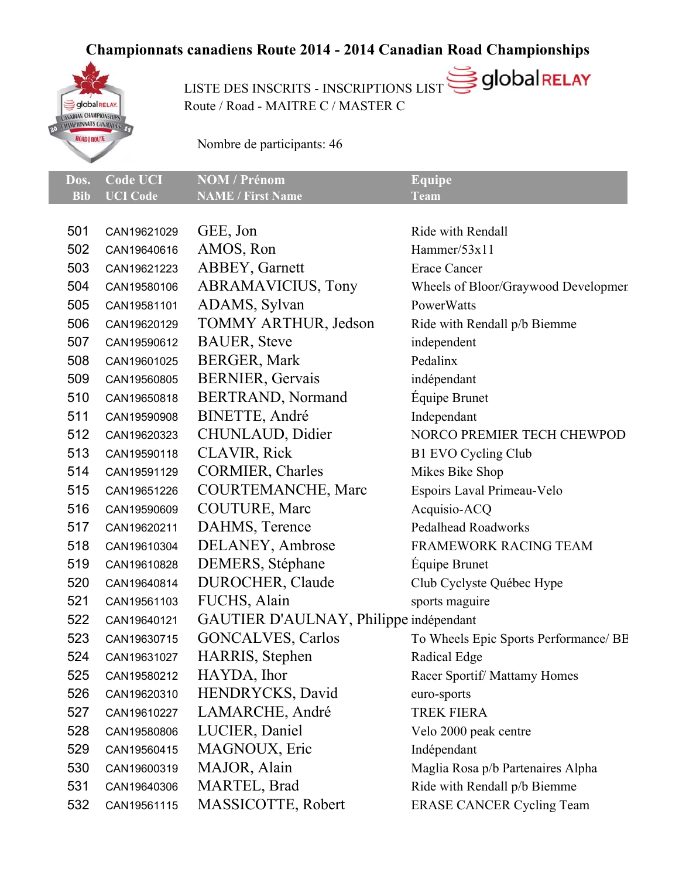# Championnats canadiens Route 2014 - 2014 Canadian Road Championships

LISTE DES INSCRITS - INSCRIPTIONS LIST
Route / Road - MAITRE C / MASTER C

Nombre de participants: 46

| Dos. Bib | Code UCI UCI Code | NOM / Prénom NAME / First Name | Equipe Team |
|---|---|---|---|
| 501 | CAN19621029 | GEE, Jon | Ride with Rendall |
| 502 | CAN19640616 | AMOS, Ron | Hammer/53x11 |
| 503 | CAN19621223 | ABBEY, Garnett | Erace Cancer |
| 504 | CAN19580106 | ABRAMAVICIUS, Tony | Wheels of Bloor/Graywood Developmer |
| 505 | CAN19581101 | ADAMS, Sylvan | PowerWatts |
| 506 | CAN19620129 | TOMMY ARTHUR, Jedson | Ride with Rendall p/b Biemme |
| 507 | CAN19590612 | BAUER, Steve | independent |
| 508 | CAN19601025 | BERGER, Mark | Pedalinx |
| 509 | CAN19560805 | BERNIER, Gervais | indépendant |
| 510 | CAN19650818 | BERTRAND, Normand | Équipe Brunet |
| 511 | CAN19590908 | BINETTE, André | Independant |
| 512 | CAN19620323 | CHUNLAUD, Didier | NORCO PREMIER TECH CHEWPOD |
| 513 | CAN19590118 | CLAVIR, Rick | B1 EVO Cycling Club |
| 514 | CAN19591129 | CORMIER, Charles | Mikes Bike Shop |
| 515 | CAN19651226 | COURTEMANCHE, Marc | Espoirs Laval Primeau-Velo |
| 516 | CAN19590609 | COUTURE, Marc | Acquisio-ACQ |
| 517 | CAN19620211 | DAHMS, Terence | Pedalhead Roadworks |
| 518 | CAN19610304 | DELANEY, Ambrose | FRAMEWORK RACING TEAM |
| 519 | CAN19610828 | DEMERS, Stéphane | Équipe Brunet |
| 520 | CAN19640814 | DUROCHER, Claude | Club Cyclyste Québec Hype |
| 521 | CAN19561103 | FUCHS, Alain | sports maguire |
| 522 | CAN19640121 | GAUTIER D'AULNAY, Philippe | indépendant |
| 523 | CAN19630715 | GONCALVES, Carlos | To Wheels Epic Sports Performance/ BE |
| 524 | CAN19631027 | HARRIS, Stephen | Radical Edge |
| 525 | CAN19580212 | HAYDA, Ihor | Racer Sportif/ Mattamy Homes |
| 526 | CAN19620310 | HENDRYCKS, David | euro-sports |
| 527 | CAN19610227 | LAMARCHE, André | TREK FIERA |
| 528 | CAN19580806 | LUCIER, Daniel | Velo 2000 peak centre |
| 529 | CAN19560415 | MAGNOUX, Eric | Indépendant |
| 530 | CAN19600319 | MAJOR, Alain | Maglia Rosa p/b Partenaires Alpha |
| 531 | CAN19640306 | MARTEL, Brad | Ride with Rendall p/b Biemme |
| 532 | CAN19561115 | MASSICOTTE, Robert | ERASE CANCER Cycling Team |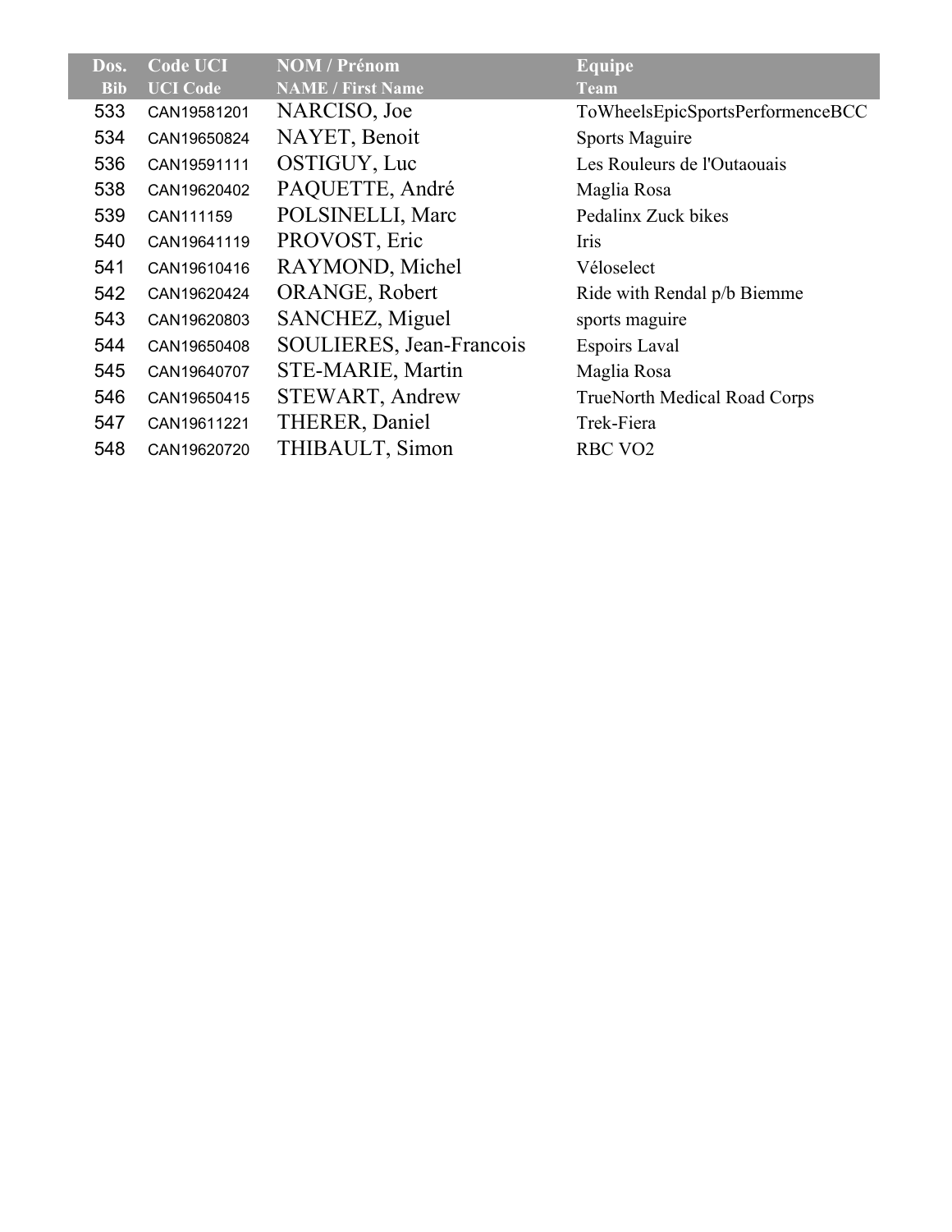| Dos. Bib | Code UCI UCI Code | NOM / Prénom NAME / First Name | Equipe Team |
|---|---|---|---|
| 533 | CAN19581201 | NARCISO, Joe | ToWheelsEpicSportsPerformenceBCC |
| 534 | CAN19650824 | NAYET, Benoit | Sports Maguire |
| 536 | CAN19591111 | OSTIGUY, Luc | Les Rouleurs de l'Outaouais |
| 538 | CAN19620402 | PAQUETTE, André | Maglia Rosa |
| 539 | CAN111159 | POLSINELLI, Marc | Pedalinx Zuck bikes |
| 540 | CAN19641119 | PROVOST, Eric | Iris |
| 541 | CAN19610416 | RAYMOND, Michel | Véloselect |
| 542 | CAN19620424 | ORANGE, Robert | Ride with Rendal p/b Biemme |
| 543 | CAN19620803 | SANCHEZ, Miguel | sports maguire |
| 544 | CAN19650408 | SOULIERES, Jean-Francois | Espoirs Laval |
| 545 | CAN19640707 | STE-MARIE, Martin | Maglia Rosa |
| 546 | CAN19650415 | STEWART, Andrew | TrueNorth Medical Road Corps |
| 547 | CAN19611221 | THERER, Daniel | Trek-Fiera |
| 548 | CAN19620720 | THIBAULT, Simon | RBC VO2 |